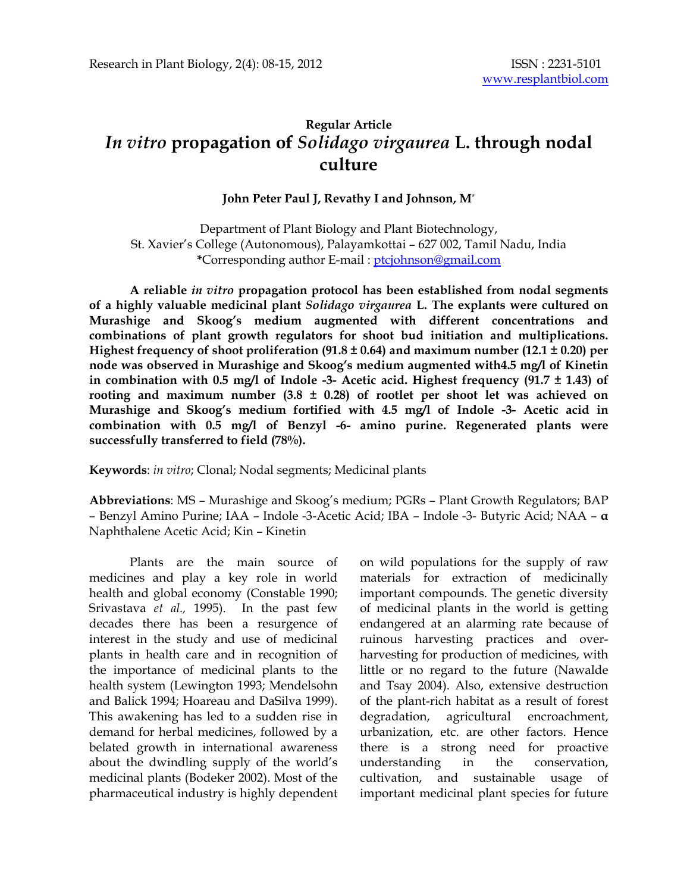Regular Article

# *In vitro* propagation of *Solidago virgaurea* L. through nodal culture

**John Peter Paul J, Revathy I and Johnson, M***

Department of Plant Biology and Plant Biotechnology,
St. Xavier's College (Autonomous), Palayamkottai – 627 002, Tamil Nadu, India
*Corresponding author E-mail : ptcjohnson@gmail.com

**A reliable *in vitro* propagation protocol has been established from nodal segments of a highly valuable medicinal plant *Solidago virgaurea* L. The explants were cultured on Murashige and Skoog's medium augmented with different concentrations and combinations of plant growth regulators for shoot bud initiation and multiplications. Highest frequency of shoot proliferation (91.8 ± 0.64) and maximum number (12.1 ± 0.20) per node was observed in Murashige and Skoog's medium augmented with4.5 mg/l of Kinetin in combination with 0.5 mg/l of Indole -3- Acetic acid. Highest frequency (91.7 ± 1.43) of rooting and maximum number (3.8 ± 0.28) of rootlet per shoot let was achieved on Murashige and Skoog's medium fortified with 4.5 mg/l of Indole -3- Acetic acid in combination with 0.5 mg/l of Benzyl -6- amino purine. Regenerated plants were successfully transferred to field (78%).**

**Keywords**: *in vitro*; Clonal; Nodal segments; Medicinal plants

**Abbreviations**: MS – Murashige and Skoog's medium; PGRs – Plant Growth Regulators; BAP – Benzyl Amino Purine; IAA – Indole -3-Acetic Acid; IBA – Indole -3- Butyric Acid; NAA – **α** Naphthalene Acetic Acid; Kin – Kinetin

Plants are the main source of medicines and play a key role in world health and global economy (Constable 1990; Srivastava *et al.,* 1995). In the past few decades there has been a resurgence of interest in the study and use of medicinal plants in health care and in recognition of the importance of medicinal plants to the health system (Lewington 1993; Mendelsohn and Balick 1994; Hoareau and DaSilva 1999). This awakening has led to a sudden rise in demand for herbal medicines, followed by a belated growth in international awareness about the dwindling supply of the world's medicinal plants (Bodeker 2002). Most of the pharmaceutical industry is highly dependent on wild populations for the supply of raw materials for extraction of medicinally important compounds. The genetic diversity of medicinal plants in the world is getting endangered at an alarming rate because of ruinous harvesting practices and over-harvesting for production of medicines, with little or no regard to the future (Nawalde and Tsay 2004). Also, extensive destruction of the plant-rich habitat as a result of forest degradation, agricultural encroachment, urbanization, etc. are other factors. Hence there is a strong need for proactive understanding in the conservation, cultivation, and sustainable usage of important medicinal plant species for future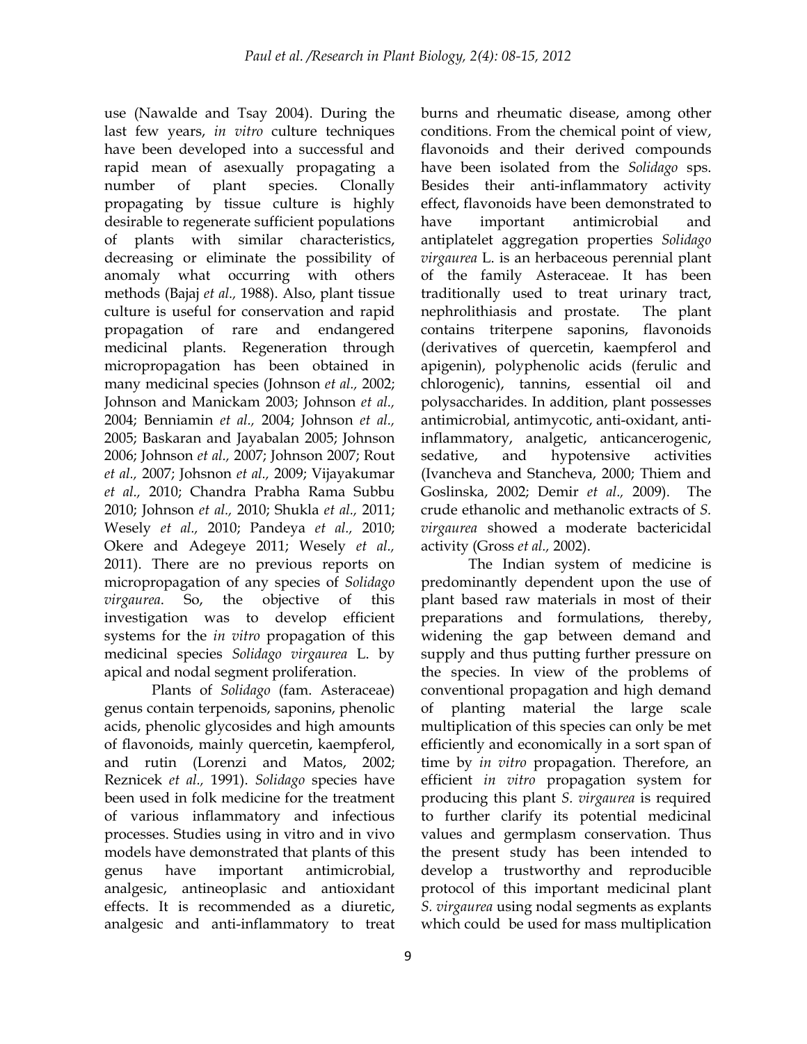use (Nawalde and Tsay 2004). During the last few years, *in vitro* culture techniques have been developed into a successful and rapid mean of asexually propagating a number of plant species. Clonally propagating by tissue culture is highly desirable to regenerate sufficient populations of plants with similar characteristics, decreasing or eliminate the possibility of anomaly what occurring with others methods (Bajaj *et al.,* 1988). Also, plant tissue culture is useful for conservation and rapid propagation of rare and endangered medicinal plants. Regeneration through micropropagation has been obtained in many medicinal species (Johnson *et al.,* 2002; Johnson and Manickam 2003; Johnson *et al.,* 2004; Benniamin *et al.,* 2004; Johnson *et al.,* 2005; Baskaran and Jayabalan 2005; Johnson 2006; Johnson *et al.,* 2007; Johnson 2007; Rout *et al.,* 2007; Johsnon *et al.,* 2009; Vijayakumar *et al.,* 2010; Chandra Prabha Rama Subbu 2010; Johnson *et al.,* 2010; Shukla *et al.,* 2011; Wesely *et al.,* 2010; Pandeya *et al.,* 2010; Okere and Adegeye 2011; Wesely *et al.,* 2011). There are no previous reports on micropropagation of any species of *Solidago virgaurea*. So, the objective of this investigation was to develop efficient systems for the *in vitro* propagation of this medicinal species *Solidago virgaurea* L. by apical and nodal segment proliferation.

Plants of *Solidago* (fam. Asteraceae) genus contain terpenoids, saponins, phenolic acids, phenolic glycosides and high amounts of flavonoids, mainly quercetin, kaempferol, and rutin (Lorenzi and Matos, 2002; Reznicek *et al.,* 1991). *Solidago* species have been used in folk medicine for the treatment of various inflammatory and infectious processes. Studies using in vitro and in vivo models have demonstrated that plants of this genus have important antimicrobial, analgesic, antineoplasic and antioxidant effects. It is recommended as a diuretic, analgesic and anti-inflammatory to treat burns and rheumatic disease, among other conditions. From the chemical point of view, flavonoids and their derived compounds have been isolated from the *Solidago* sps. Besides their anti-inflammatory activity effect, flavonoids have been demonstrated to have important antimicrobial and antiplatelet aggregation properties *Solidago virgaurea* L. is an herbaceous perennial plant of the family Asteraceae. It has been traditionally used to treat urinary tract, nephrolithiasis and prostate. The plant contains triterpene saponins, flavonoids (derivatives of quercetin, kaempferol and apigenin), polyphenolic acids (ferulic and chlorogenic), tannins, essential oil and polysaccharides. In addition, plant possesses antimicrobial, antimycotic, anti-oxidant, anti-inflammatory, analgetic, anticancerogenic, sedative, and hypotensive activities (Ivancheva and Stancheva, 2000; Thiem and Goslinska, 2002; Demir *et al.,* 2009). The crude ethanolic and methanolic extracts of *S. virgaurea* showed a moderate bactericidal activity (Gross *et al.,* 2002).

The Indian system of medicine is predominantly dependent upon the use of plant based raw materials in most of their preparations and formulations, thereby, widening the gap between demand and supply and thus putting further pressure on the species. In view of the problems of conventional propagation and high demand of planting material the large scale multiplication of this species can only be met efficiently and economically in a sort span of time by *in vitro* propagation. Therefore, an efficient *in vitro* propagation system for producing this plant *S. virgaurea* is required to further clarify its potential medicinal values and germplasm conservation. Thus the present study has been intended to develop a trustworthy and reproducible protocol of this important medicinal plant *S. virgaurea* using nodal segments as explants which could be used for mass multiplication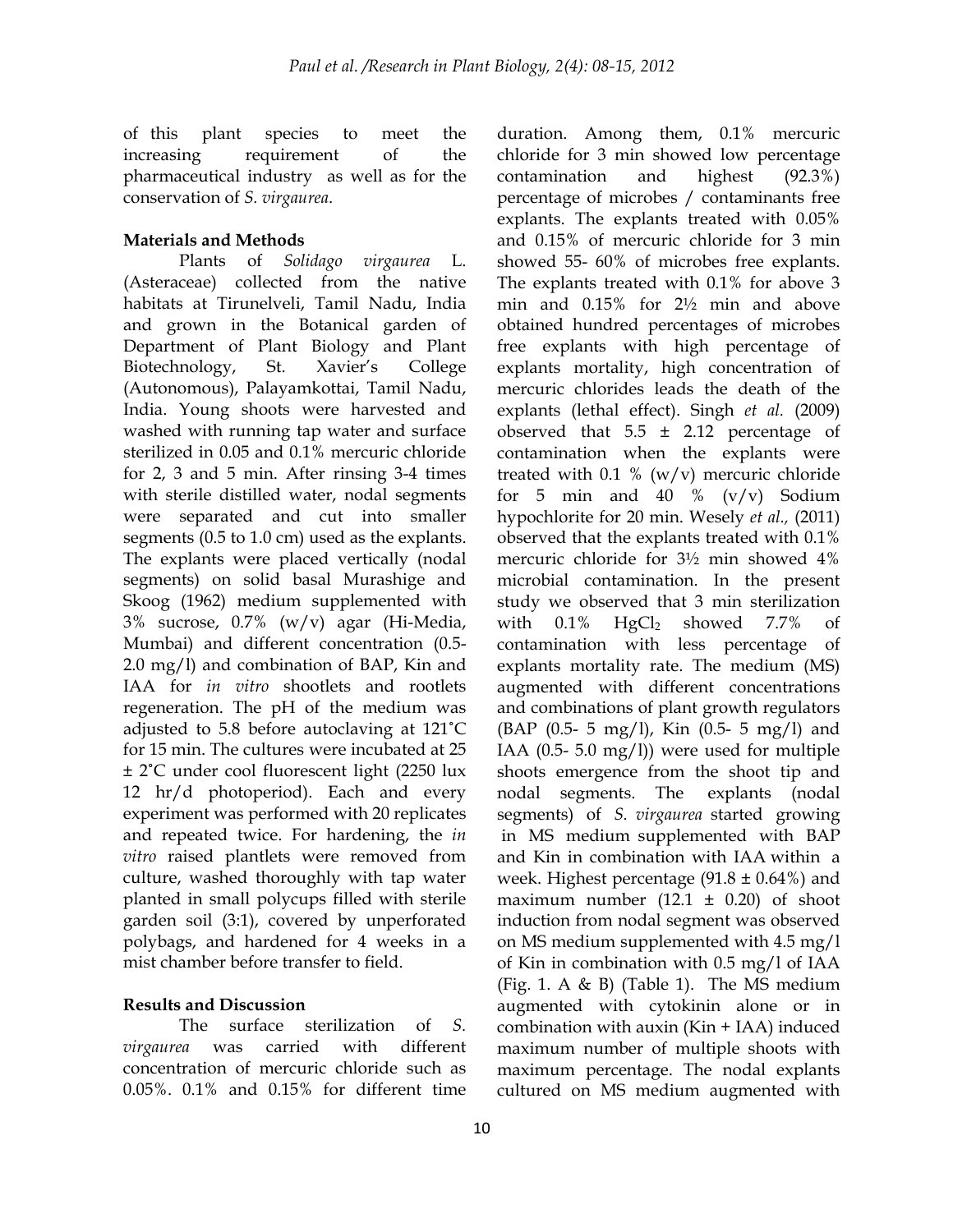of this plant species to meet the increasing requirement of the pharmaceutical industry as well as for the conservation of *S. virgaurea*.

## Materials and Methods

Plants of *Solidago virgaurea* L. (Asteraceae) collected from the native habitats at Tirunelveli, Tamil Nadu, India and grown in the Botanical garden of Department of Plant Biology and Plant Biotechnology, St. Xavier's College (Autonomous), Palayamkottai, Tamil Nadu, India. Young shoots were harvested and washed with running tap water and surface sterilized in 0.05 and 0.1% mercuric chloride for 2, 3 and 5 min. After rinsing 3-4 times with sterile distilled water, nodal segments were separated and cut into smaller segments (0.5 to 1.0 cm) used as the explants. The explants were placed vertically (nodal segments) on solid basal Murashige and Skoog (1962) medium supplemented with 3% sucrose, 0.7% (w/v) agar (Hi-Media, Mumbai) and different concentration (0.5-2.0 mg/l) and combination of BAP, Kin and IAA for *in vitro* shootlets and rootlets regeneration. The pH of the medium was adjusted to 5.8 before autoclaving at 121˚C for 15 min. The cultures were incubated at 25 ± 2˚C under cool fluorescent light (2250 lux 12 hr/d photoperiod). Each and every experiment was performed with 20 replicates and repeated twice. For hardening, the *in vitro* raised plantlets were removed from culture, washed thoroughly with tap water planted in small polycups filled with sterile garden soil (3:1), covered by unperforated polybags, and hardened for 4 weeks in a mist chamber before transfer to field.

## Results and Discussion

The surface sterilization of *S. virgaurea* was carried with different concentration of mercuric chloride such as 0.05%. 0.1% and 0.15% for different time duration. Among them, 0.1% mercuric chloride for 3 min showed low percentage contamination and highest (92.3%) percentage of microbes / contaminants free explants. The explants treated with 0.05% and 0.15% of mercuric chloride for 3 min showed 55- 60% of microbes free explants. The explants treated with 0.1% for above 3 min and 0.15% for 2½ min and above obtained hundred percentages of microbes free explants with high percentage of explants mortality, high concentration of mercuric chlorides leads the death of the explants (lethal effect). Singh *et al.* (2009) observed that 5.5 ± 2.12 percentage of contamination when the explants were treated with 0.1 % (w/v) mercuric chloride for 5 min and 40 % (v/v) Sodium hypochlorite for 20 min. Wesely *et al.,* (2011) observed that the explants treated with 0.1% mercuric chloride for 3½ min showed 4% microbial contamination. In the present study we observed that 3 min sterilization with 0.1% $HgCl_2$ showed 7.7% of contamination with less percentage of explants mortality rate. The medium (MS) augmented with different concentrations and combinations of plant growth regulators (BAP (0.5- 5 mg/l), Kin (0.5- 5 mg/l) and IAA (0.5- 5.0 mg/l)) were used for multiple shoots emergence from the shoot tip and nodal segments. The explants (nodal segments) of *S. virgaurea* started growing in MS medium supplemented with BAP and Kin in combination with IAA within a week. Highest percentage (91.8 ± 0.64%) and maximum number (12.1 ± 0.20) of shoot induction from nodal segment was observed on MS medium supplemented with 4.5 mg/l of Kin in combination with 0.5 mg/l of IAA (Fig. 1. A & B) (Table 1). The MS medium augmented with cytokinin alone or in combination with auxin (Kin + IAA) induced maximum number of multiple shoots with maximum percentage. The nodal explants cultured on MS medium augmented with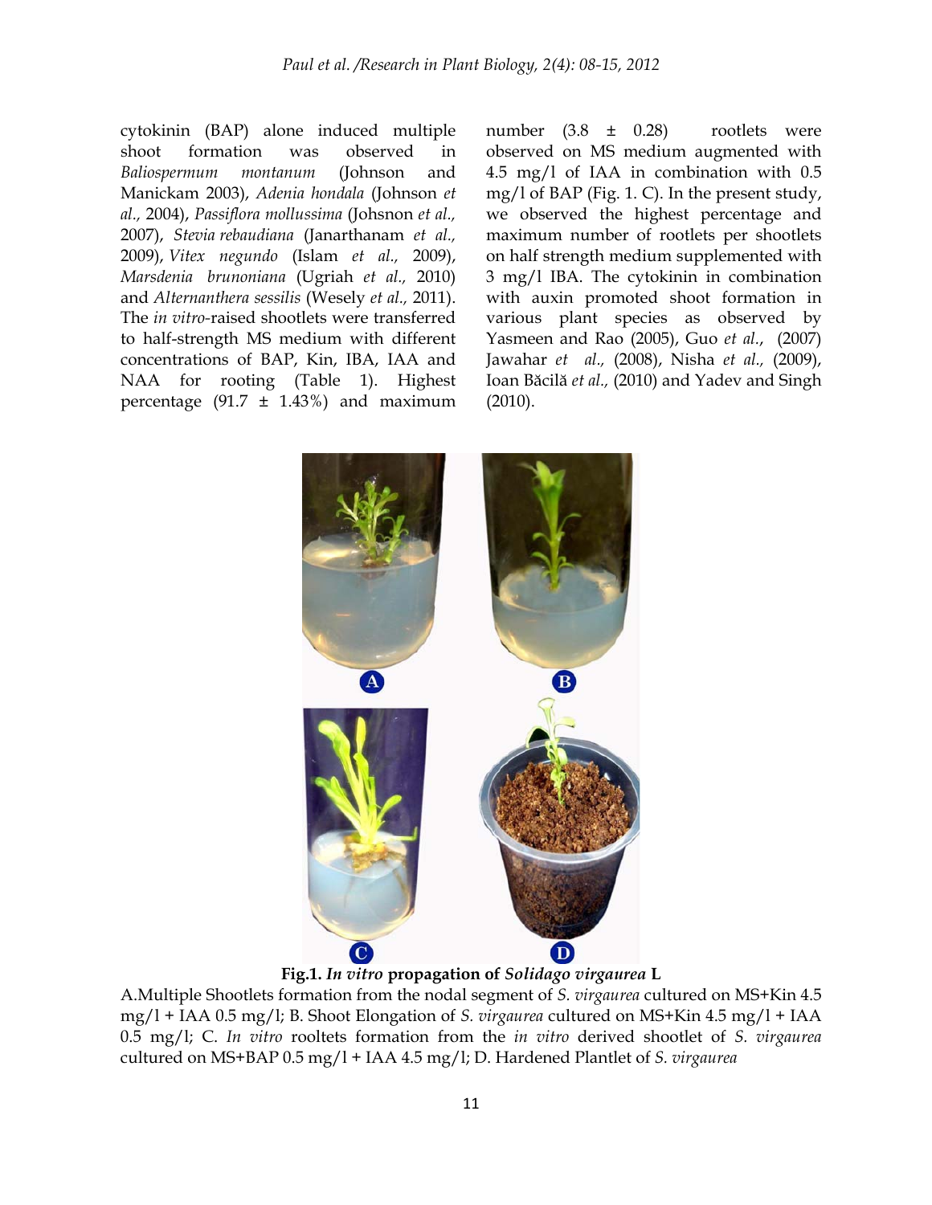cytokinin (BAP) alone induced multiple shoot formation was observed in *Baliospermum montanum* (Johnson and Manickam 2003), *Adenia hondala* (Johnson *et al.,* 2004), *Passiflora mollussima* (Johsnon *et al.,* 2007), *Stevia rebaudiana* (Janarthanam *et al.,* 2009), *Vitex negundo* (Islam *et al.,* 2009), *Marsdenia brunoniana* (Ugriah *et al.,* 2010) and *Alternanthera sessilis* (Wesely *et al.,* 2011). The *in vitro*-raised shootlets were transferred to half-strength MS medium with different concentrations of BAP, Kin, IBA, IAA and NAA for rooting (Table 1). Highest percentage (91.7 ± 1.43%) and maximum number (3.8 ± 0.28) rootlets were observed on MS medium augmented with 4.5 mg/l of IAA in combination with 0.5 mg/l of BAP (Fig. 1. C). In the present study, we observed the highest percentage and maximum number of rootlets per shootlets on half strength medium supplemented with 3 mg/l IBA. The cytokinin in combination with auxin promoted shoot formation in various plant species as observed by Yasmeen and Rao (2005), Guo *et al.,* (2007) Jawahar *et al.,* (2008), Nisha *et al.,* (2009), Ioan Băcilă *et al.,* (2010) and Yadev and Singh (2010).

**Fig.1.** ***In vitro* propagation of *Solidago virgaurea* L**

A.Multiple Shootlets formation from the nodal segment of *S. virgaurea* cultured on MS+Kin 4.5 mg/l + IAA 0.5 mg/l; B. Shoot Elongation of *S. virgaurea* cultured on MS+Kin 4.5 mg/l + IAA 0.5 mg/l; C. *In vitro* rooltets formation from the *in vitro* derived shootlet of *S. virgaurea* cultured on MS+BAP 0.5 mg/l + IAA 4.5 mg/l; D. Hardened Plantlet of *S. virgaurea*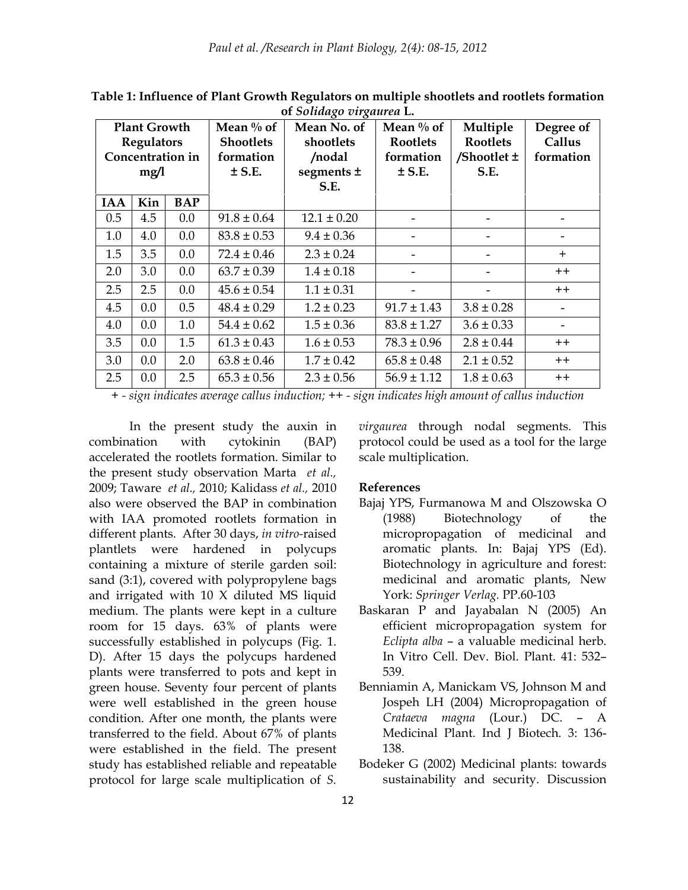**Table 1: Influence of Plant Growth Regulators on multiple shootlets and rootlets formation of *Solidago virgaurea* L.**

| Plant Growth Regulators Concentration in mg/l | | | Mean % of Shootlets formation ± S.E. | Mean No. of shootlets /nodal segments ± S.E. | Mean % of Rootlets formation ± S.E. | Multiple Rootlets /Shootlet ± S.E. | Degree of Callus formation |
|---|---|---|---|---|---|---|---|
| IAA | Kin | BAP | | | | | |
| 0.5 | 4.5 | 0.0 | 91.8 ± 0.64 | 12.1 ± 0.20 | - | - | - |
| 1.0 | 4.0 | 0.0 | 83.8 ± 0.53 | 9.4 ± 0.36 | - | - | - |
| 1.5 | 3.5 | 0.0 | 72.4 ± 0.46 | 2.3 ± 0.24 | - | - | + |
| 2.0 | 3.0 | 0.0 | 63.7 ± 0.39 | 1.4 ± 0.18 | - | - | ++ |
| 2.5 | 2.5 | 0.0 | 45.6 ± 0.54 | 1.1 ± 0.31 | - | - | ++ |
| 4.5 | 0.0 | 0.5 | 48.4 ± 0.29 | 1.2 ± 0.23 | 91.7 ± 1.43 | 3.8 ± 0.28 | - |
| 4.0 | 0.0 | 1.0 | 54.4 ± 0.62 | 1.5 ± 0.36 | 83.8 ± 1.27 | 3.6 ± 0.33 | - |
| 3.5 | 0.0 | 1.5 | 61.3 ± 0.43 | 1.6 ± 0.53 | 78.3 ± 0.96 | 2.8 ± 0.44 | ++ |
| 3.0 | 0.0 | 2.0 | 63.8 ± 0.46 | 1.7 ± 0.42 | 65.8 ± 0.48 | 2.1 ± 0.52 | ++ |
| 2.5 | 0.0 | 2.5 | 65.3 ± 0.56 | 2.3 ± 0.56 | 56.9 ± 1.12 | 1.8 ± 0.63 | ++ |

*+ - sign indicates average callus induction; ++ - sign indicates high amount of callus induction*

In the present study the auxin in combination with cytokinin (BAP) accelerated the rootlets formation. Similar to the present study observation Marta *et al.,* 2009; Taware *et al.,* 2010; Kalidass *et al.,* 2010 also were observed the BAP in combination with IAA promoted rootlets formation in different plants. After 30 days, *in vitro*-raised plantlets were hardened in polycups containing a mixture of sterile garden soil: sand (3:1), covered with polypropylene bags and irrigated with 10 X diluted MS liquid medium. The plants were kept in a culture room for 15 days. 63% of plants were successfully established in polycups (Fig. 1. D). After 15 days the polycups hardened plants were transferred to pots and kept in green house. Seventy four percent of plants were well established in the green house condition. After one month, the plants were transferred to the field. About 67% of plants were established in the field. The present study has established reliable and repeatable protocol for large scale multiplication of *S. virgaurea* through nodal segments. This protocol could be used as a tool for the large scale multiplication.

## References

Bajaj YPS, Furmanowa M and Olszowska O (1988) Biotechnology of the micropropagation of medicinal and aromatic plants. In: Bajaj YPS (Ed). Biotechnology in agriculture and forest: medicinal and aromatic plants, New York: *Springer Verlag.* PP.60-103

Baskaran P and Jayabalan N (2005) An efficient micropropagation system for *Eclipta alba* – a valuable medicinal herb. In Vitro Cell. Dev. Biol. Plant. 41: 532–539.

Benniamin A, Manickam VS, Johnson M and Jospeh LH (2004) Micropropagation of *Crataeva magna* (Lour.) DC. – A Medicinal Plant. Ind J Biotech. 3: 136-138.

Bodeker G (2002) Medicinal plants: towards sustainability and security. Discussion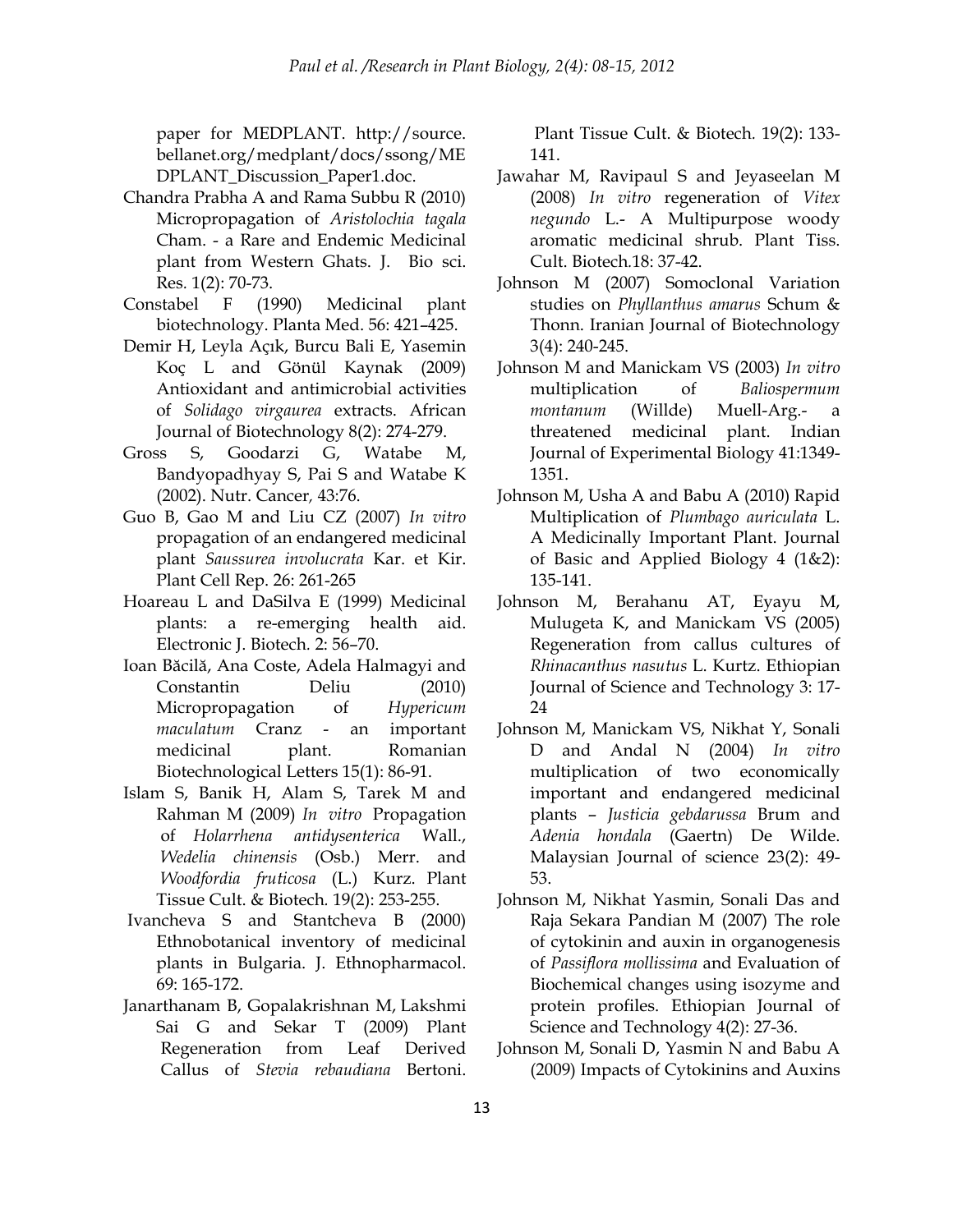paper for MEDPLANT. http://source.bellanet.org/medplant/docs/ssong/MEDPLANT_Discussion_Paper1.doc.

Chandra Prabha A and Rama Subbu R (2010) Micropropagation of *Aristolochia tagala* Cham. - a Rare and Endemic Medicinal plant from Western Ghats. J. Bio sci. Res. 1(2): 70-73.

Constabel F (1990) Medicinal plant biotechnology. Planta Med. 56: 421–425.

Demir H, Leyla Açık, Burcu Bali E, Yasemin Koç L and Gönül Kaynak (2009) Antioxidant and antimicrobial activities of *Solidago virgaurea* extracts. African Journal of Biotechnology 8(2): 274-279.

Gross S, Goodarzi G, Watabe M, Bandyopadhyay S, Pai S and Watabe K (2002). Nutr. Cancer, 43:76.

Guo B, Gao M and Liu CZ (2007) *In vitro* propagation of an endangered medicinal plant *Saussurea involucrata* Kar. et Kir. Plant Cell Rep. 26: 261-265

Hoareau L and DaSilva E (1999) Medicinal plants: a re-emerging health aid. Electronic J. Biotech. 2: 56–70.

Ioan Băcilă, Ana Coste, Adela Halmagyi and Constantin Deliu (2010) Micropropagation of *Hypericum maculatum* Cranz - an important medicinal plant. Romanian Biotechnological Letters 15(1): 86-91.

Islam S, Banik H, Alam S, Tarek M and Rahman M (2009) *In vitro* Propagation of *Holarrhena antidysenterica* Wall., *Wedelia chinensis* (Osb.) Merr. and *Woodfordia fruticosa* (L.) Kurz. Plant Tissue Cult. & Biotech. 19(2): 253-255.

Ivancheva S and Stantcheva B (2000) Ethnobotanical inventory of medicinal plants in Bulgaria. J. Ethnopharmacol. 69: 165-172.

Janarthanam B, Gopalakrishnan M, Lakshmi Sai G and Sekar T (2009) Plant Regeneration from Leaf Derived Callus of *Stevia rebaudiana* Bertoni. Plant Tissue Cult. & Biotech. 19(2): 133-141.

Jawahar M, Ravipaul S and Jeyaseelan M (2008) *In vitro* regeneration of *Vitex negundo* L.- A Multipurpose woody aromatic medicinal shrub. Plant Tiss. Cult. Biotech.18: 37-42.

Johnson M (2007) Somoclonal Variation studies on *Phyllanthus amarus* Schum & Thonn. Iranian Journal of Biotechnology 3(4): 240-245.

Johnson M and Manickam VS (2003) *In vitro* multiplication of *Baliospermum montanum* (Willde) Muell-Arg.- a threatened medicinal plant. Indian Journal of Experimental Biology 41:1349-1351.

Johnson M, Usha A and Babu A (2010) Rapid Multiplication of *Plumbago auriculata* L. A Medicinally Important Plant. Journal of Basic and Applied Biology 4 (1&2): 135-141.

Johnson M, Berahanu AT, Eyayu M, Mulugeta K, and Manickam VS (2005) Regeneration from callus cultures of *Rhinacanthus nasutus* L. Kurtz. Ethiopian Journal of Science and Technology 3: 17-24

Johnson M, Manickam VS, Nikhat Y, Sonali D and Andal N (2004) *In vitro* multiplication of two economically important and endangered medicinal plants – *Justicia gebdarussa* Brum and *Adenia hondala* (Gaertn) De Wilde. Malaysian Journal of science 23(2): 49-53.

Johnson M, Nikhat Yasmin, Sonali Das and Raja Sekara Pandian M (2007) The role of cytokinin and auxin in organogenesis of *Passiflora mollissima* and Evaluation of Biochemical changes using isozyme and protein profiles. Ethiopian Journal of Science and Technology 4(2): 27-36.

Johnson M, Sonali D, Yasmin N and Babu A (2009) Impacts of Cytokinins and Auxins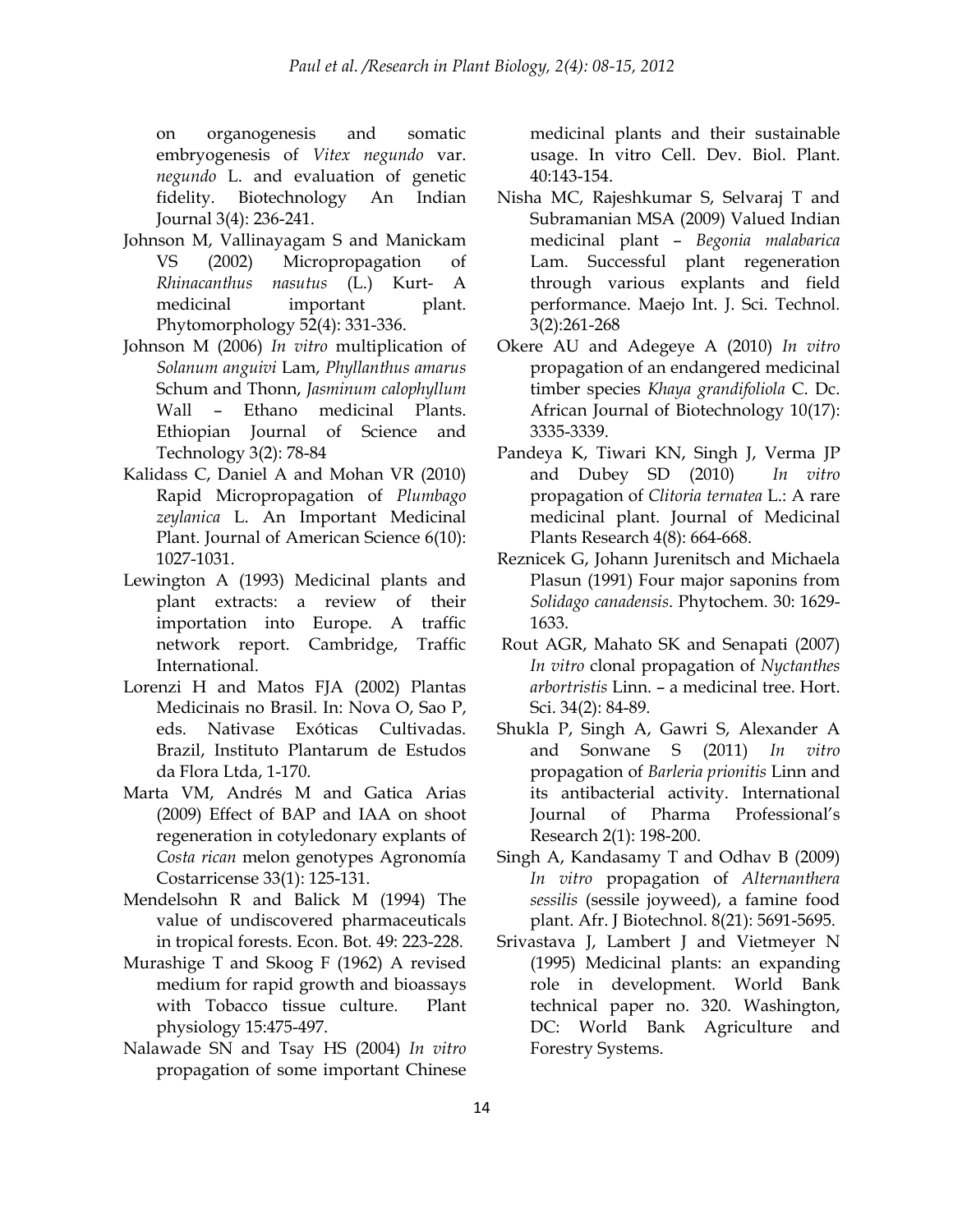on organogenesis and somatic embryogenesis of *Vitex negundo* var. *negundo* L. and evaluation of genetic fidelity. Biotechnology An Indian Journal 3(4): 236-241.

Johnson M, Vallinayagam S and Manickam VS (2002) Micropropagation of *Rhinacanthus nasutus* (L.) Kurt- A medicinal important plant. Phytomorphology 52(4): 331-336.

Johnson M (2006) *In vitro* multiplication of *Solanum anguivi* Lam, *Phyllanthus amarus* Schum and Thonn, *Jasminum calophyllum* Wall – Ethano medicinal Plants. Ethiopian Journal of Science and Technology 3(2): 78-84

Kalidass C, Daniel A and Mohan VR (2010) Rapid Micropropagation of *Plumbago zeylanica* L. An Important Medicinal Plant. Journal of American Science 6(10): 1027-1031.

Lewington A (1993) Medicinal plants and plant extracts: a review of their importation into Europe. A traffic network report. Cambridge, Traffic International.

Lorenzi H and Matos FJA (2002) Plantas Medicinais no Brasil. In: Nova O, Sao P, eds. Nativase Exóticas Cultivadas. Brazil, Instituto Plantarum de Estudos da Flora Ltda, 1-170.

Marta VM, Andrés M and Gatica Arias (2009) Effect of BAP and IAA on shoot regeneration in cotyledonary explants of *Costa rican* melon genotypes Agronomía Costarricense 33(1): 125-131.

Mendelsohn R and Balick M (1994) The value of undiscovered pharmaceuticals in tropical forests. Econ. Bot. 49: 223-228.

Murashige T and Skoog F (1962) A revised medium for rapid growth and bioassays with Tobacco tissue culture. Plant physiology 15:475-497.

Nalawade SN and Tsay HS (2004) *In vitro* propagation of some important Chinese medicinal plants and their sustainable usage. In vitro Cell. Dev. Biol. Plant. 40:143-154.

Nisha MC, Rajeshkumar S, Selvaraj T and Subramanian MSA (2009) Valued Indian medicinal plant – *Begonia malabarica* Lam. Successful plant regeneration through various explants and field performance. Maejo Int. J. Sci. Technol. 3(2):261-268

Okere AU and Adegeye A (2010) *In vitro* propagation of an endangered medicinal timber species *Khaya grandifoliola* C. Dc. African Journal of Biotechnology 10(17): 3335-3339.

Pandeya K, Tiwari KN, Singh J, Verma JP and Dubey SD (2010) *In vitro* propagation of *Clitoria ternatea* L.: A rare medicinal plant. Journal of Medicinal Plants Research 4(8): 664-668.

Reznicek G, Johann Jurenitsch and Michaela Plasun (1991) Four major saponins from *Solidago canadensis*. Phytochem. 30: 1629-1633.

Rout AGR, Mahato SK and Senapati (2007) *In vitro* clonal propagation of *Nyctanthes arbortristis* Linn. – a medicinal tree. Hort. Sci. 34(2): 84-89.

Shukla P, Singh A, Gawri S, Alexander A and Sonwane S (2011) *In vitro* propagation of *Barleria prionitis* Linn and its antibacterial activity. International Journal of Pharma Professional's Research 2(1): 198-200.

Singh A, Kandasamy T and Odhav B (2009) *In vitro* propagation of *Alternanthera sessilis* (sessile joyweed), a famine food plant. Afr. J Biotechnol. 8(21): 5691-5695.

Srivastava J, Lambert J and Vietmeyer N (1995) Medicinal plants: an expanding role in development. World Bank technical paper no. 320. Washington, DC: World Bank Agriculture and Forestry Systems.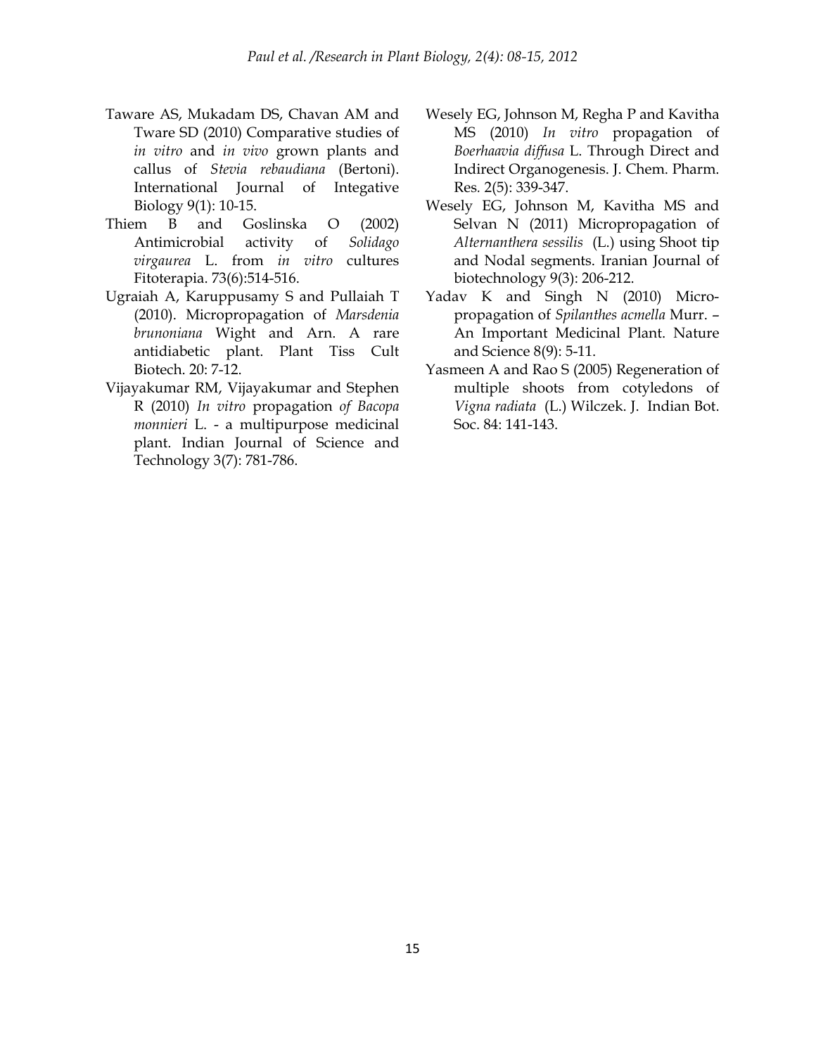Taware AS, Mukadam DS, Chavan AM and Tware SD (2010) Comparative studies of *in vitro* and *in vivo* grown plants and callus of *Stevia rebaudiana* (Bertoni). International Journal of Integative Biology 9(1): 10-15.

Thiem B and Goslinska O (2002) Antimicrobial activity of *Solidago virgaurea* L. from *in vitro* cultures Fitoterapia. 73(6):514-516.

Ugraiah A, Karuppusamy S and Pullaiah T (2010). Micropropagation of *Marsdenia brunoniana* Wight and Arn. A rare antidiabetic plant. Plant Tiss Cult Biotech. 20: 7-12.

Vijayakumar RM, Vijayakumar and Stephen R (2010) *In vitro* propagation *of Bacopa monnieri* L. - a multipurpose medicinal plant. Indian Journal of Science and Technology 3(7): 781-786.

Wesely EG, Johnson M, Regha P and Kavitha MS (2010) *In vitro* propagation of *Boerhaavia diffusa* L. Through Direct and Indirect Organogenesis. J. Chem. Pharm. Res. 2(5): 339-347.

Wesely EG, Johnson M, Kavitha MS and Selvan N (2011) Micropropagation of *Alternanthera sessilis* (L.) using Shoot tip and Nodal segments. Iranian Journal of biotechnology 9(3): 206-212.

Yadav K and Singh N (2010) Micro-propagation of *Spilanthes acmella* Murr. – An Important Medicinal Plant. Nature and Science 8(9): 5-11.

Yasmeen A and Rao S (2005) Regeneration of multiple shoots from cotyledons of *Vigna radiata* (L.) Wilczek. J. Indian Bot. Soc. 84: 141-143.